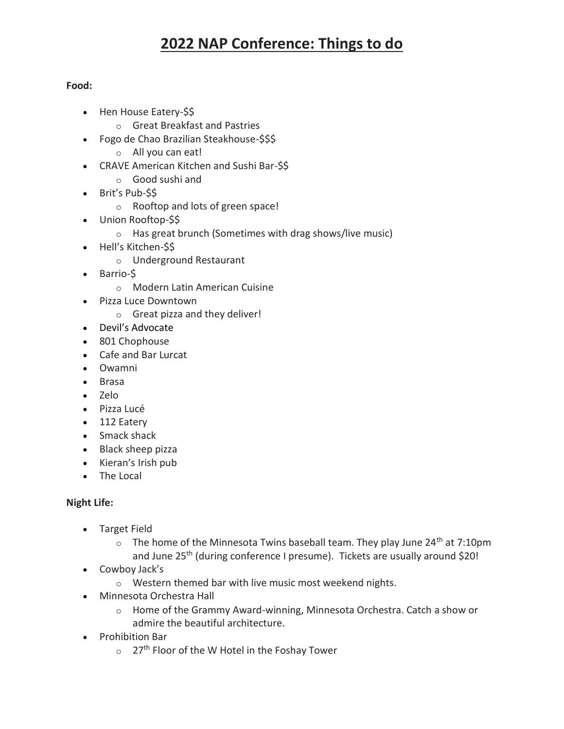# 2022 NAP Conference: Things to do

**Food:**

- Hen House Eatery-$$
  - Great Breakfast and Pastries
- Fogo de Chao Brazilian Steakhouse-$$$
  - All you can eat!
- CRAVE American Kitchen and Sushi Bar-$$
  - Good sushi and
- Brit's Pub-$$
  - Rooftop and lots of green space!
- Union Rooftop-$$
  - Has great brunch (Sometimes with drag shows/live music)
- Hell's Kitchen-$$
  - Underground Restaurant
- Barrio-$
  - Modern Latin American Cuisine
- Pizza Luce Downtown
  - Great pizza and they deliver!
- Devil's Advocate
- 801 Chophouse
- Cafe and Bar Lurcat
- Owamni
- Brasa
- Zelo
- Pizza Lucé
- 112 Eatery
- Smack shack
- Black sheep pizza
- Kieran's Irish pub
- The Local

**Night Life:**

- Target Field
  - The home of the Minnesota Twins baseball team. They play June 24th at 7:10pm and June 25th (during conference I presume). Tickets are usually around $20!
- Cowboy Jack's
  - Western themed bar with live music most weekend nights.
- Minnesota Orchestra Hall
  - Home of the Grammy Award-winning, Minnesota Orchestra. Catch a show or admire the beautiful architecture.
- Prohibition Bar
  - 27th Floor of the W Hotel in the Foshay Tower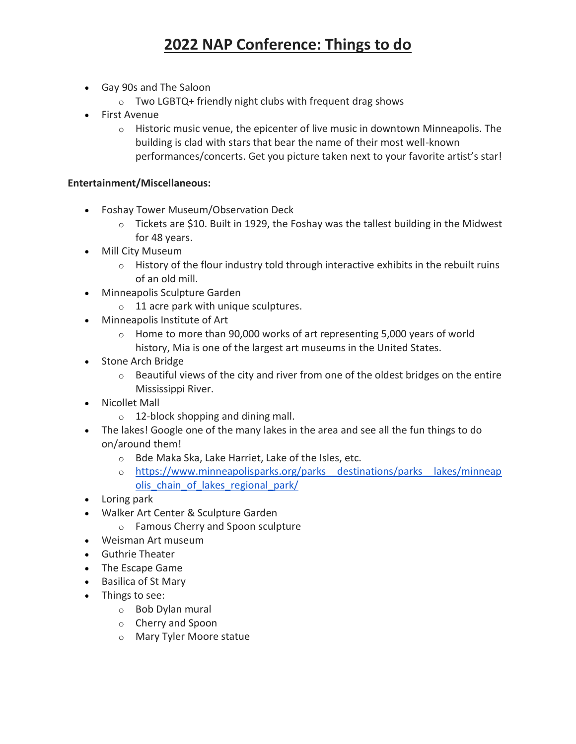# 2022 NAP Conference: Things to do

- Gay 90s and The Saloon
  - Two LGBTQ+ friendly night clubs with frequent drag shows
- First Avenue
  - Historic music venue, the epicenter of live music in downtown Minneapolis. The building is clad with stars that bear the name of their most well-known performances/concerts. Get you picture taken next to your favorite artist's star!

**Entertainment/Miscellaneous:**

- Foshay Tower Museum/Observation Deck
  - Tickets are $10. Built in 1929, the Foshay was the tallest building in the Midwest for 48 years.
- Mill City Museum
  - History of the flour industry told through interactive exhibits in the rebuilt ruins of an old mill.
- Minneapolis Sculpture Garden
  - 11 acre park with unique sculptures.
- Minneapolis Institute of Art
  - Home to more than 90,000 works of art representing 5,000 years of world history, Mia is one of the largest art museums in the United States.
- Stone Arch Bridge
  - Beautiful views of the city and river from one of the oldest bridges on the entire Mississippi River.
- Nicollet Mall
  - 12-block shopping and dining mall.
- The lakes! Google one of the many lakes in the area and see all the fun things to do on/around them!
  - Bde Maka Ska, Lake Harriet, Lake of the Isles, etc.
  - https://www.minneapolisparks.org/parks__destinations/parks__lakes/minneapolis_chain_of_lakes_regional_park/
- Loring park
- Walker Art Center & Sculpture Garden
  - Famous Cherry and Spoon sculpture
- Weisman Art museum
- Guthrie Theater
- The Escape Game
- Basilica of St Mary
- Things to see:
  - Bob Dylan mural
  - Cherry and Spoon
  - Mary Tyler Moore statue